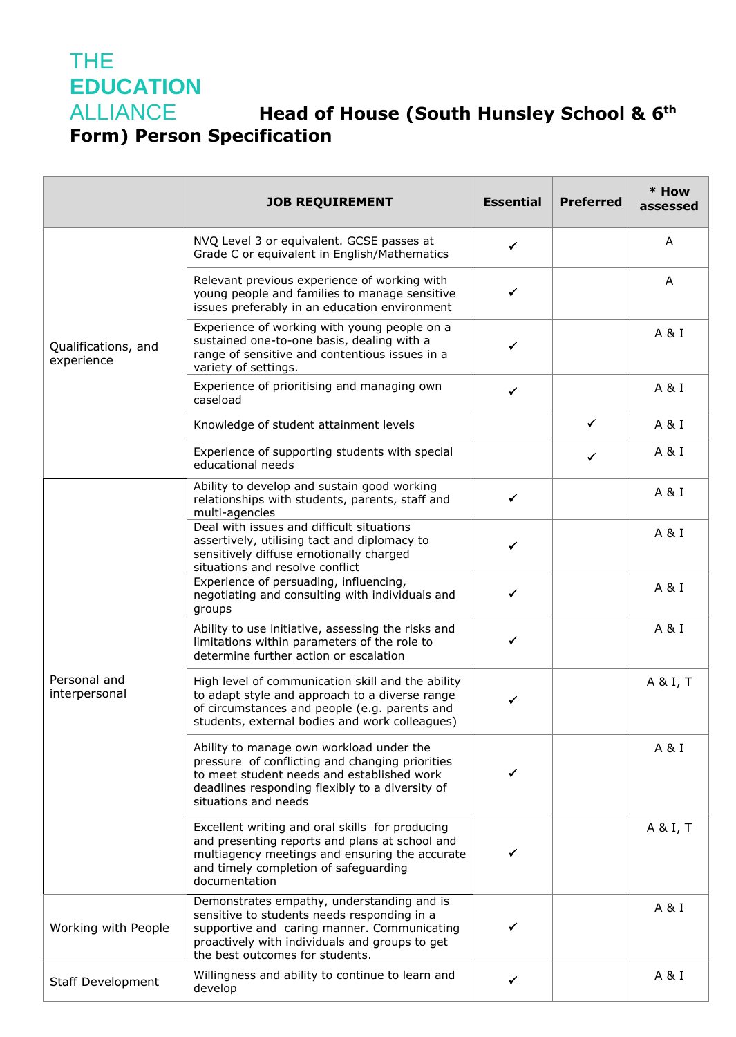THE
**EDUCATION**
ALLIANCE

# Head of House (South Hunsley School & 6th Form) Person Specification

| | JOB REQUIREMENT | Essential | Preferred | * How assessed |
|---|---|---|---|---|
| Qualifications, and experience | NVQ Level 3 or equivalent. GCSE passes at Grade C or equivalent in English/Mathematics | ✓ | | A |
| | Relevant previous experience of working with young people and families to manage sensitive issues preferably in an education environment | ✓ | | A |
| | Experience of working with young people on a sustained one-to-one basis, dealing with a range of sensitive and contentious issues in a variety of settings. | ✓ | | A & I |
| | Experience of prioritising and managing own caseload | ✓ | | A & I |
| | Knowledge of student attainment levels | | ✓ | A & I |
| | Experience of supporting students with special educational needs | | ✓ | A & I |
| Personal and interpersonal | Ability to develop and sustain good working relationships with students, parents, staff and multi-agencies | ✓ | | A & I |
| | Deal with issues and difficult situations assertively, utilising tact and diplomacy to sensitively diffuse emotionally charged situations and resolve conflict | ✓ | | A & I |
| | Experience of persuading, influencing, negotiating and consulting with individuals and groups | ✓ | | A & I |
| | Ability to use initiative, assessing the risks and limitations within parameters of the role to determine further action or escalation | ✓ | | A & I |
| | High level of communication skill and the ability to adapt style and approach to a diverse range of circumstances and people (e.g. parents and students, external bodies and work colleagues) | ✓ | | A & I, T |
| | Ability to manage own workload under the pressure of conflicting and changing priorities to meet student needs and established work deadlines responding flexibly to a diversity of situations and needs | ✓ | | A & I |
| | Excellent writing and oral skills for producing and presenting reports and plans at school and multiagency meetings and ensuring the accurate and timely completion of safeguarding documentation | ✓ | | A & I, T |
| Working with People | Demonstrates empathy, understanding and is sensitive to students needs responding in a supportive and caring manner. Communicating proactively with individuals and groups to get the best outcomes for students. | ✓ | | A & I |
| Staff Development | Willingness and ability to continue to learn and develop | ✓ | | A & I |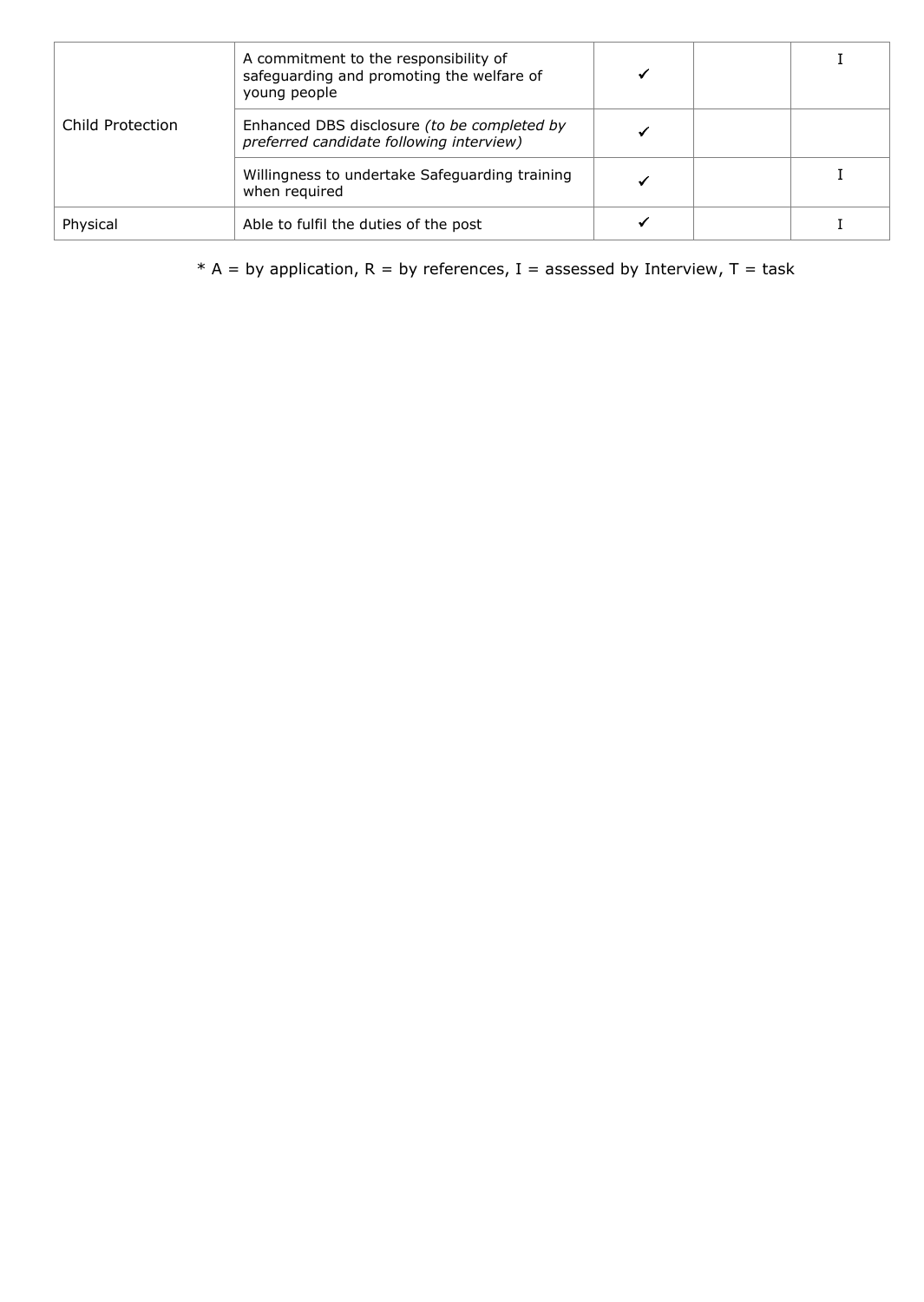| | | | | |
|---|---|---|---|---|
| Child Protection | A commitment to the responsibility of safeguarding and promoting the welfare of young people | ✓ | | I |
| | Enhanced DBS disclosure *(to be completed by preferred candidate following interview)* | ✓ | | |
| | Willingness to undertake Safeguarding training when required | ✓ | | I |
| Physical | Able to fulfil the duties of the post | ✓ | | I |

* A = by application, R = by references, I = assessed by Interview, T = task